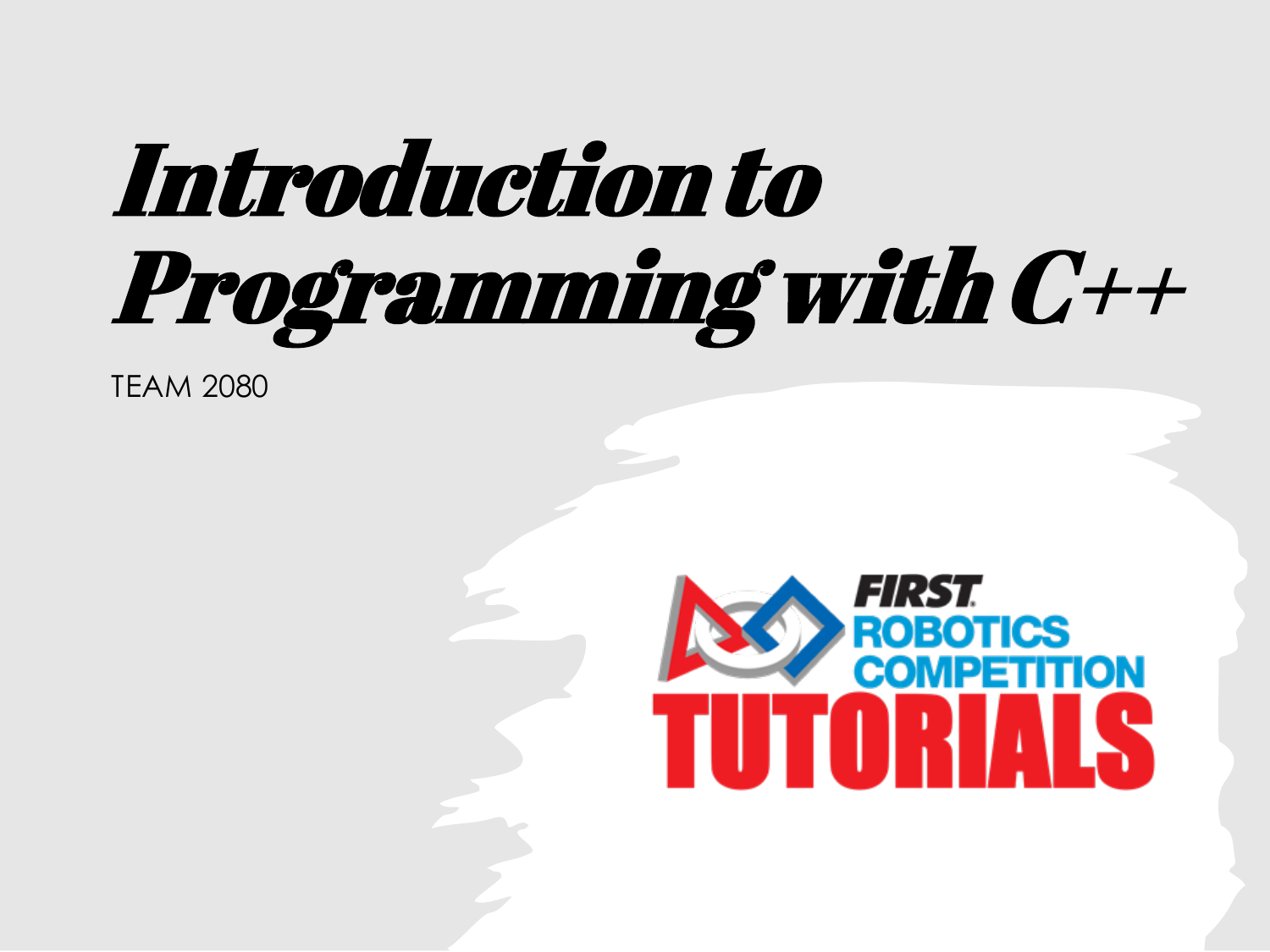# Introduction to Programming with C++

TEAM 2080

FIRST ROBOTICS COMPETITION

TUTORIALS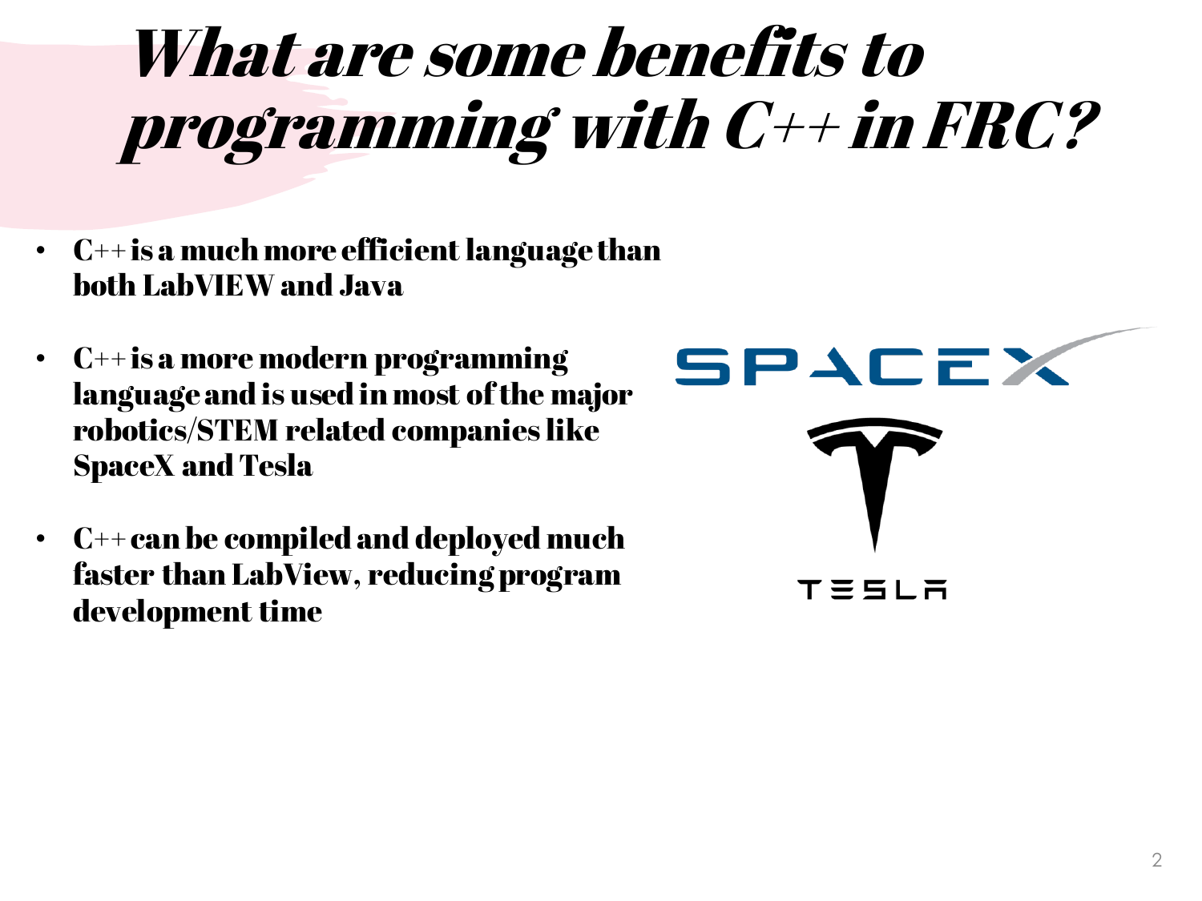# *What are some benefits to programming with C++ in FRC?*

- **C++ is a much more efficient language than both LabVIEW and Java**
- **C++ is a more modern programming language and is used in most of the major robotics/STEM related companies like SpaceX and Tesla**
- **C++ can be compiled and deployed much faster than LabView, reducing program development time**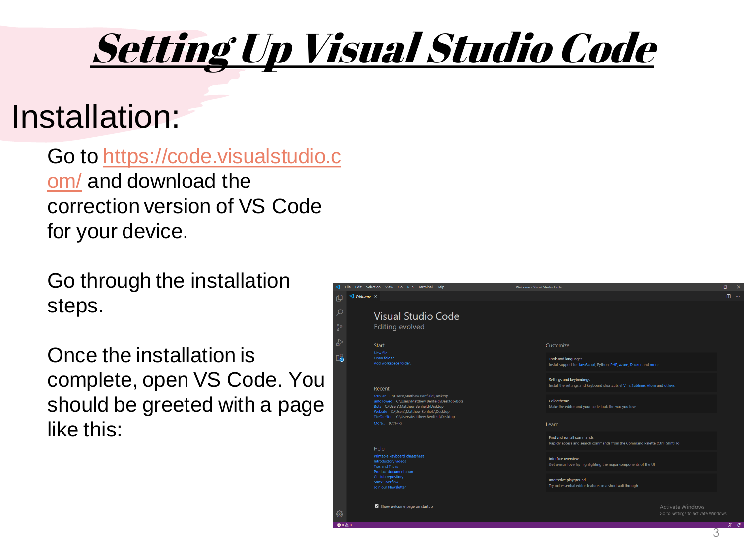# *Setting Up Visual Studio Code*

## Installation:

Go to [https://code.visualstudio.com/](https://code.visualstudio.com/) and download the correction version of VS Code for your device.

Go through the installation steps.

Once the installation is complete, open VS Code. You should be greeted with a page like this: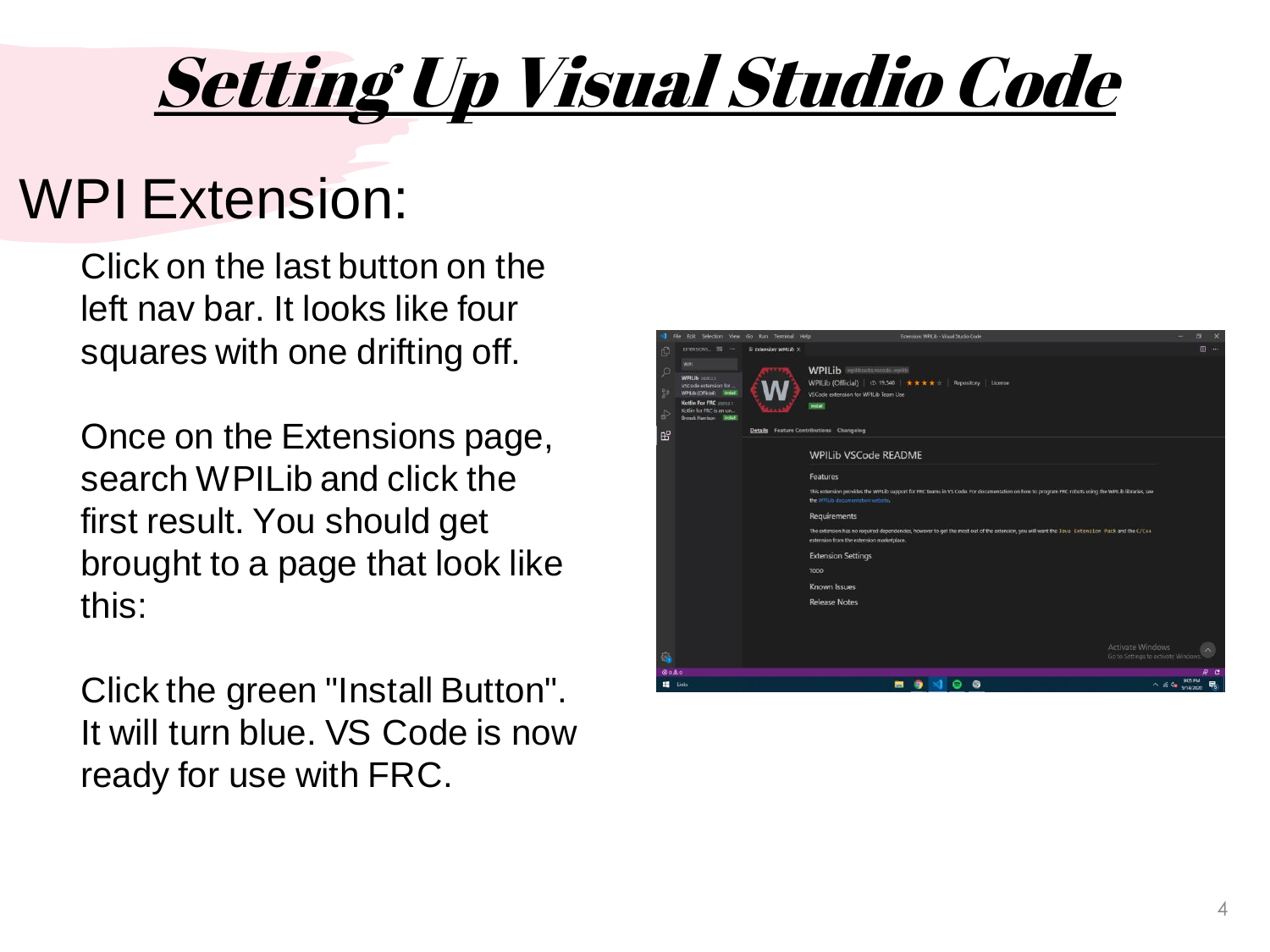# Setting Up Visual Studio Code

## WPI Extension:

Click on the last button on the left nav bar. It looks like four squares with one drifting off.

Once on the Extensions page, search WPILib and click the first result. You should get brought to a page that look like this:

Click the green "Install Button". It will turn blue. VS Code is now ready for use with FRC.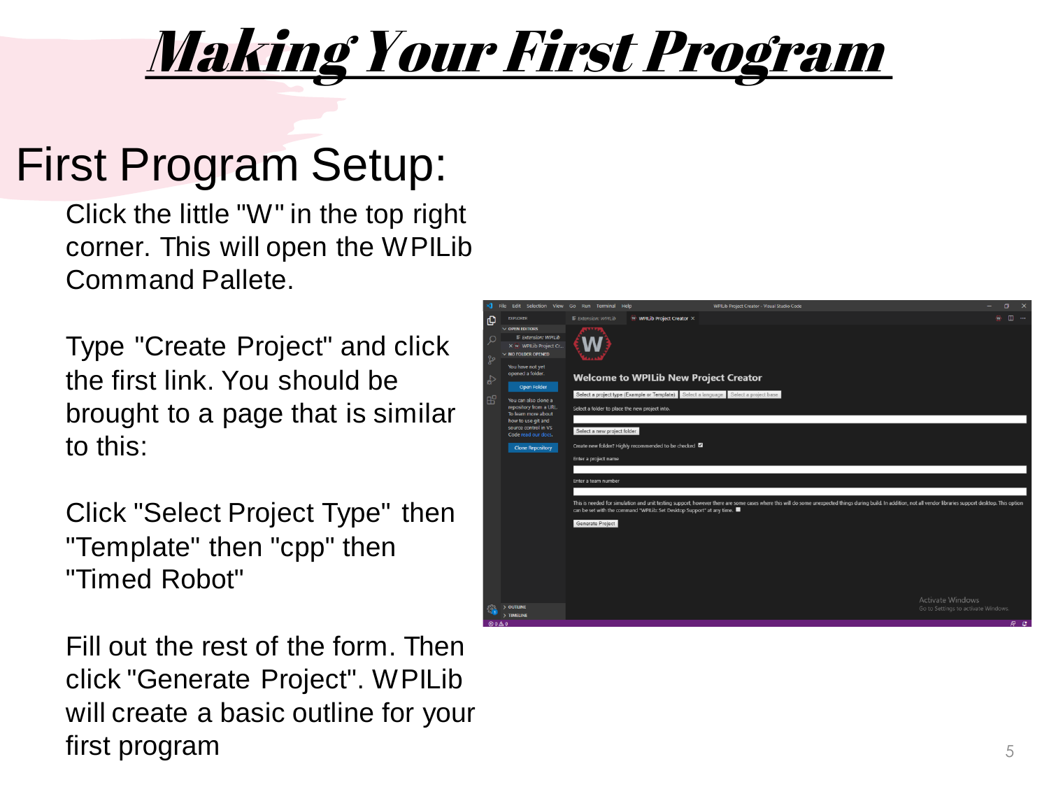# Making Your First Program

## First Program Setup:

Click the little "W" in the top right corner. This will open the WPILib Command Pallete.

Type "Create Project" and click the first link. You should be brought to a page that is similar to this:

Click "Select Project Type" then "Template" then "cpp" then "Timed Robot"

Fill out the rest of the form. Then click "Generate Project". WPILib will create a basic outline for your first program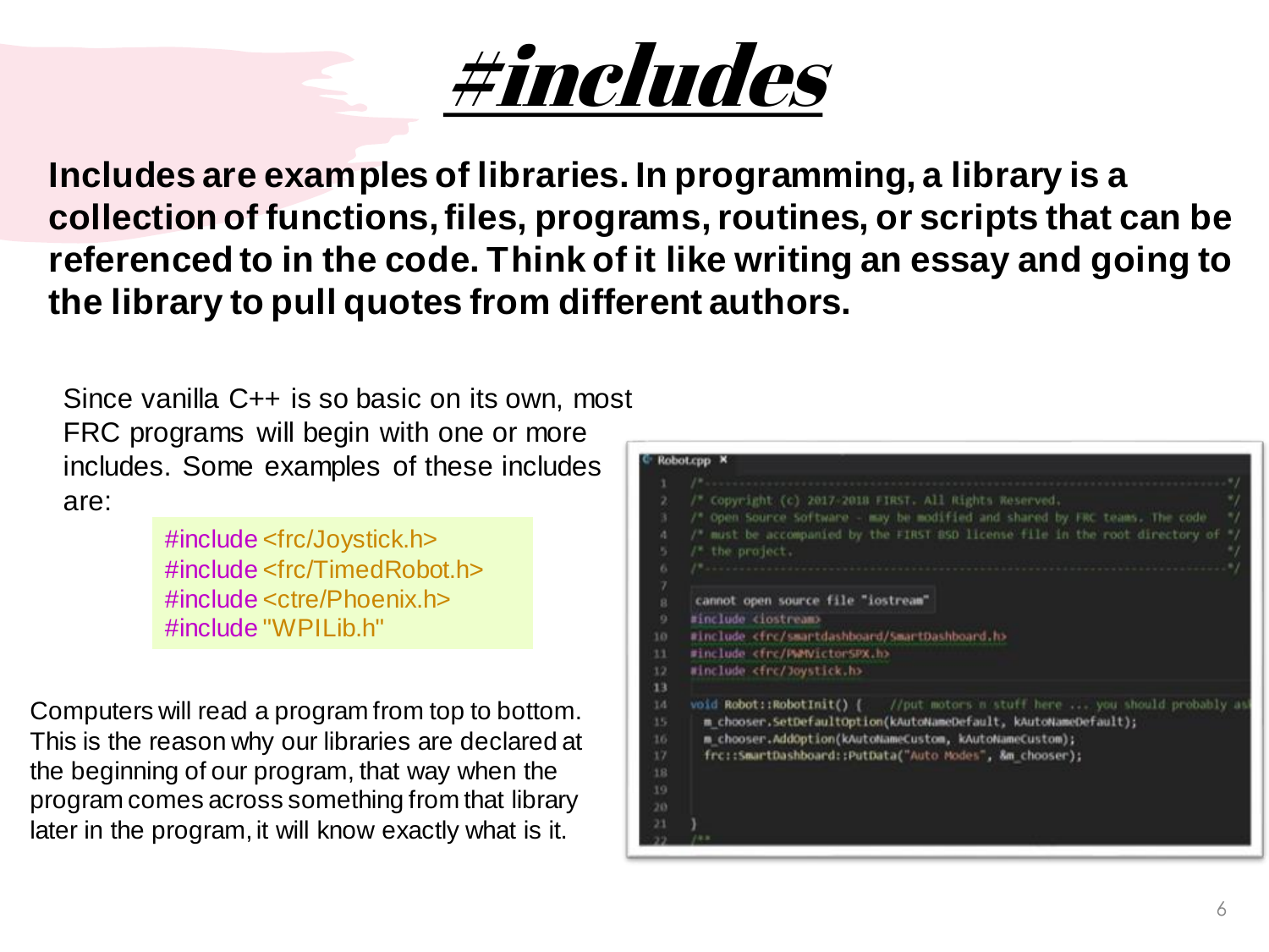# #includes

**Includes are examples of libraries. In programming, a library is a collection of functions, files, programs, routines, or scripts that can be referenced to in the code. Think of it like writing an essay and going to the library to pull quotes from different authors.**

Since vanilla C++ is so basic on its own, most FRC programs will begin with one or more includes. Some examples of these includes are:

```
#include <frc/Joystick.h>
#include <frc/TimedRobot.h>
#include <ctre/Phoenix.h>
#include "WPILib.h"
```

Computers will read a program from top to bottom. This is the reason why our libraries are declared at the beginning of our program, that way when the program comes across something from that library later in the program, it will know exactly what is it.

```
Robot.cpp
1  /*----------------------------------------------------------------------*/
2  /* Copyright (c) 2017-2018 FIRST. All Rights Reserved.                  */
3  /* Open Source Software - may be modified and shared by FRC teams. The code */
4  /* must be accompanied by the FIRST BSD license file in the root directory of */
5  /* the project.                                                          */
6  /*----------------------------------------------------------------------*/
7
8  cannot open source file "iostream"
9  #include <iostream>
10 #include <frc/smartdashboard/SmartDashboard.h>
11 #include <frc/PWMVictorSPX.h>
12 #include <frc/Joystick.h>
13
14 void Robot::RobotInit() {    //put motors n stuff here ... you should probably as
15   m_chooser.SetDefaultOption(kAutoNameDefault, kAutoNameDefault);
16   m_chooser.AddOption(kAutoNameCustom, kAutoNameCustom);
17   frc::SmartDashboard::PutData("Auto Modes", &m_chooser);
18
19
20
21 }
22 /**
```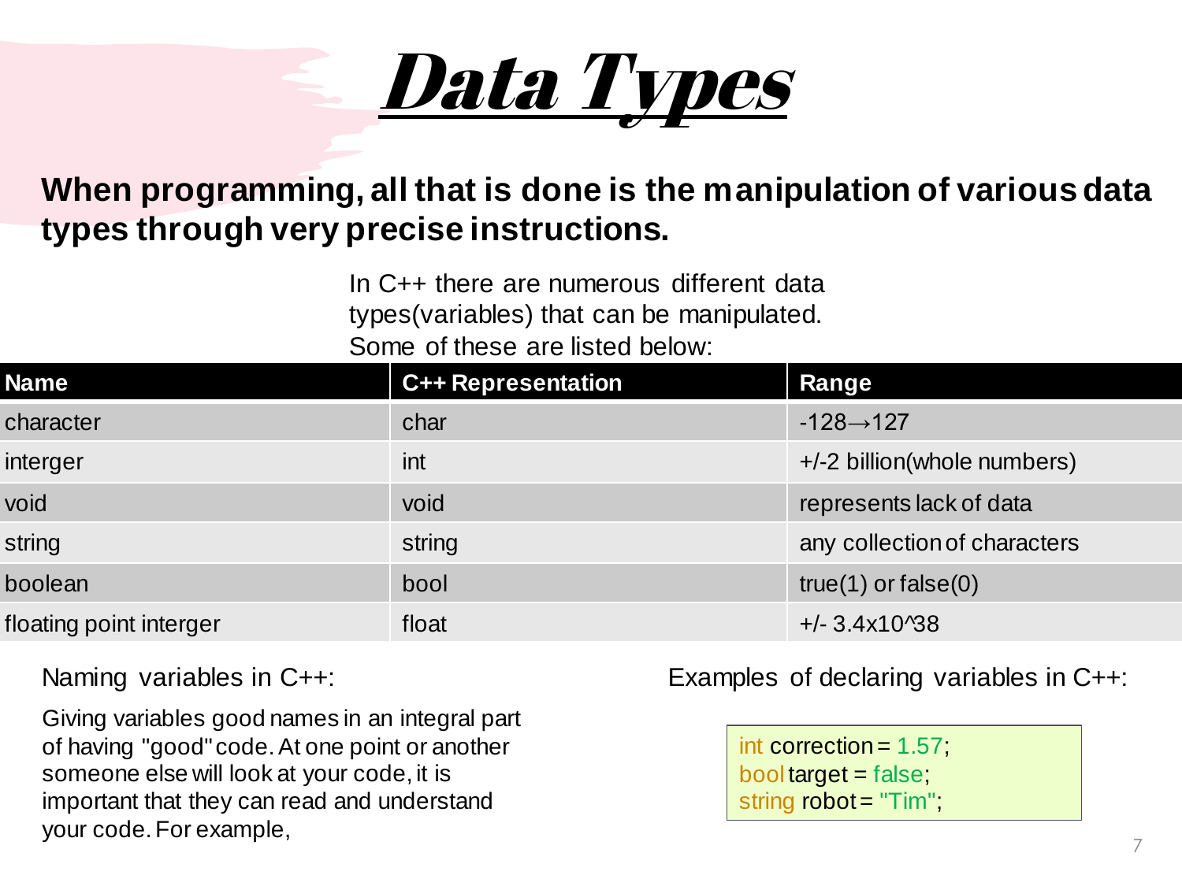# *Data Types*

**When programming, all that is done is the manipulation of various data types through very precise instructions.**

In C++ there are numerous different data types(variables) that can be manipulated. Some of these are listed below:

| Name | C++ Representation | Range |
| --- | --- | --- |
| character | char | -128→127 |
| interger | int | +/-2 billion(whole numbers) |
| void | void | represents lack of data |
| string | string | any collection of characters |
| boolean | bool | true(1) or false(0) |
| floating point interger | float | +/- 3.4x10^38 |

Naming variables in C++:

Giving variables good names in an integral part of having "good" code. At one point or another someone else will look at your code, it is important that they can read and understand your code. For example,

Examples of declaring variables in C++:

```
int correction = 1.57;
bool target = false;
string robot = "Tim";
```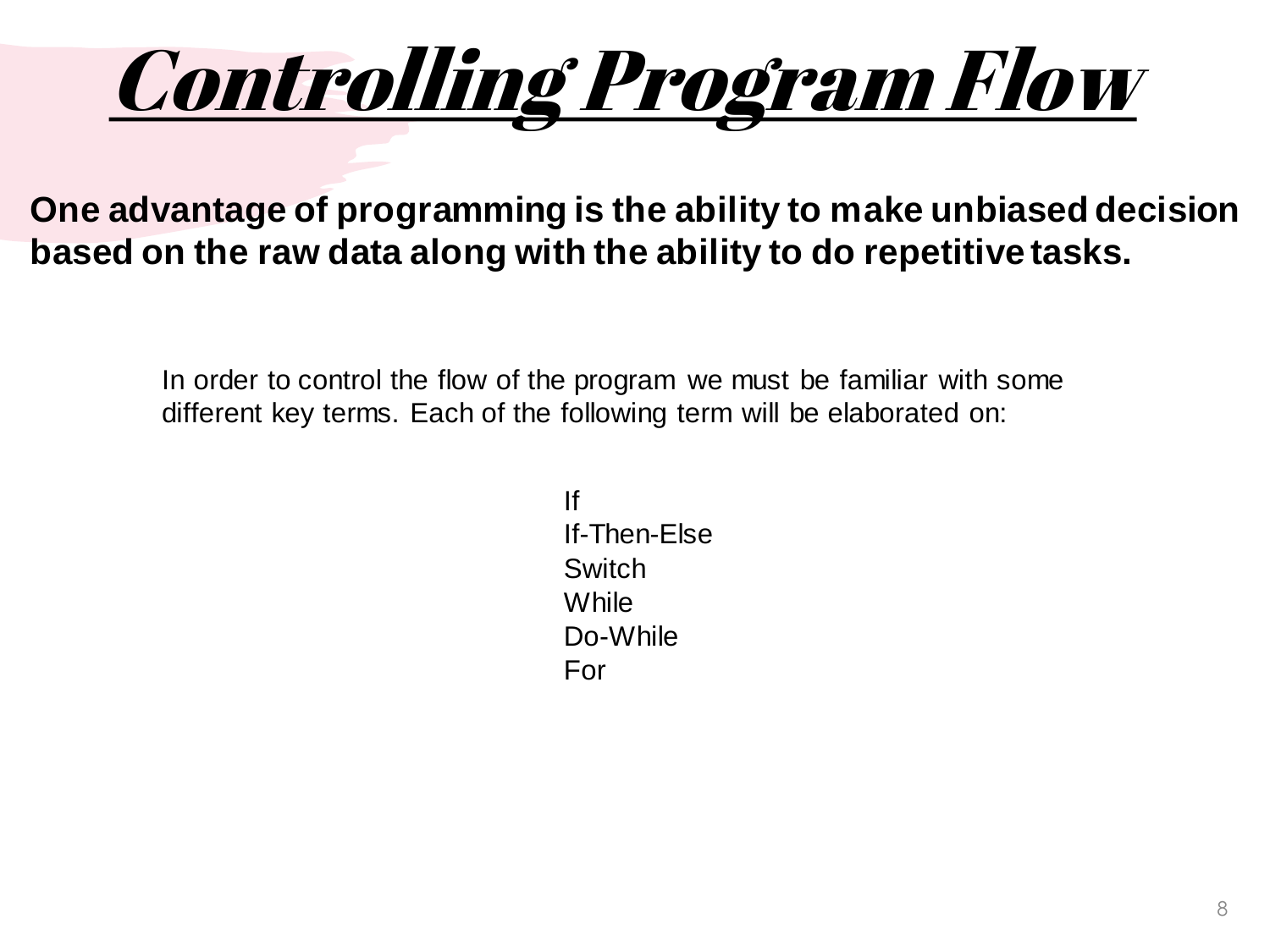# *Controlling Program Flow*

**One advantage of programming is the ability to make unbiased decision based on the raw data along with the ability to do repetitive tasks.**

In order to control the flow of the program we must be familiar with some different key terms. Each of the following term will be elaborated on:

If
If-Then-Else
Switch
While
Do-While
For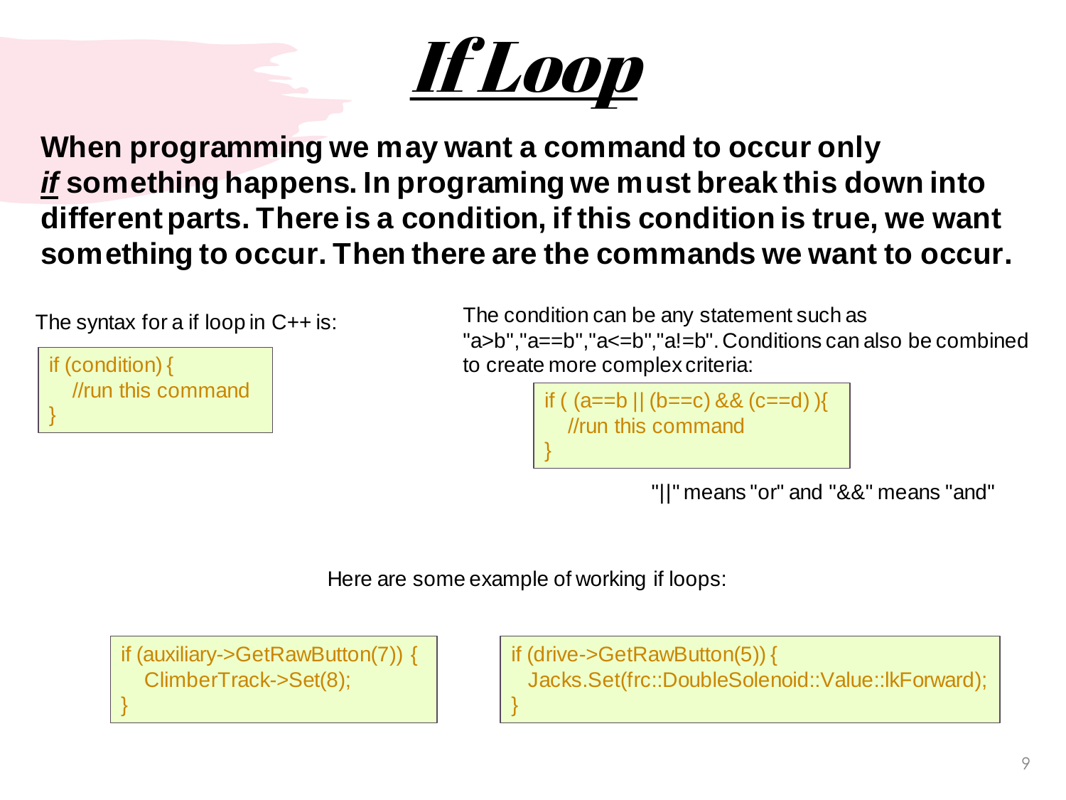# *If Loop*

**When programming we may want a command to occur only *if* something happens. In programing we must break this down into different parts. There is a condition, if this condition is true, we want something to occur. Then there are the commands we want to occur.**

The syntax for a if loop in C++ is:

```
if (condition) {
   //run this command
}
```

The condition can be any statement such as "a>b","a==b","a<=b","a!=b". Conditions can also be combined to create more complex criteria:

```
if ( (a==b || (b==c) && (c==d) ){
   //run this command
}
```

"||" means "or" and "&&" means "and"

Here are some example of working if loops:

```
if (auxiliary->GetRawButton(7)) {
   ClimberTrack->Set(8);
}
```

```
if (drive->GetRawButton(5)) {
  Jacks.Set(frc::DoubleSolenoid::Value::kForward);
}
```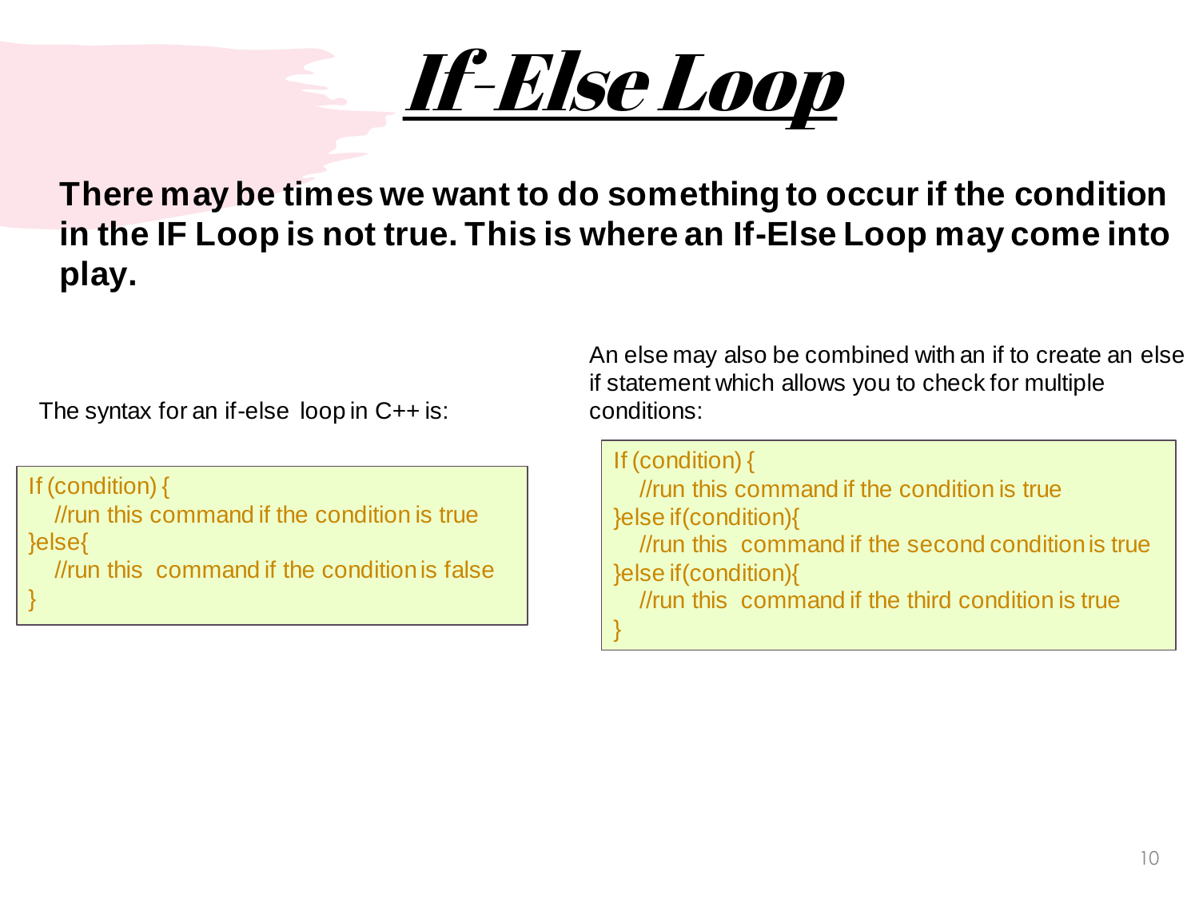# *If-Else Loop*

**There may be times we want to do something to occur if the condition in the IF Loop is not true. This is where an If-Else Loop may come into play.**

The syntax for an if-else loop in C++ is:

```
If (condition) {
   //run this command if the condition is true
}else{
   //run this  command if the condition is false
}
```

An else may also be combined with an if to create an else if statement which allows you to check for multiple conditions:

```
If (condition) {
   //run this command if the condition is true
}else if(condition){
   //run this  command if the second condition is true
}else if(condition){
   //run this  command if the third condition is true
}
```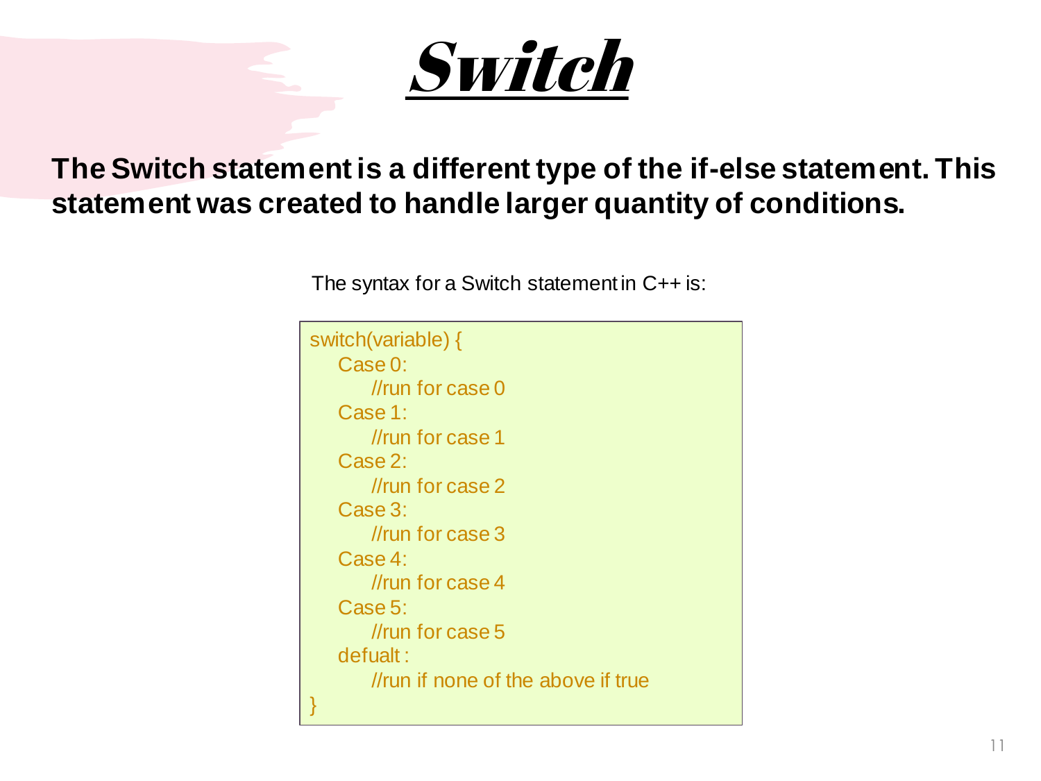# *Switch*

**The Switch statement is a different type of the if-else statement. This statement was created to handle larger quantity of conditions.**

The syntax for a Switch statement in C++ is:

```
switch(variable) {
    Case 0:
        //run for case 0
    Case 1:
        //run for case 1
    Case 2:
        //run for case 2
    Case 3:
        //run for case 3
    Case 4:
        //run for case 4
    Case 5:
        //run for case 5
    defualt :
        //run if none of the above if true
}
```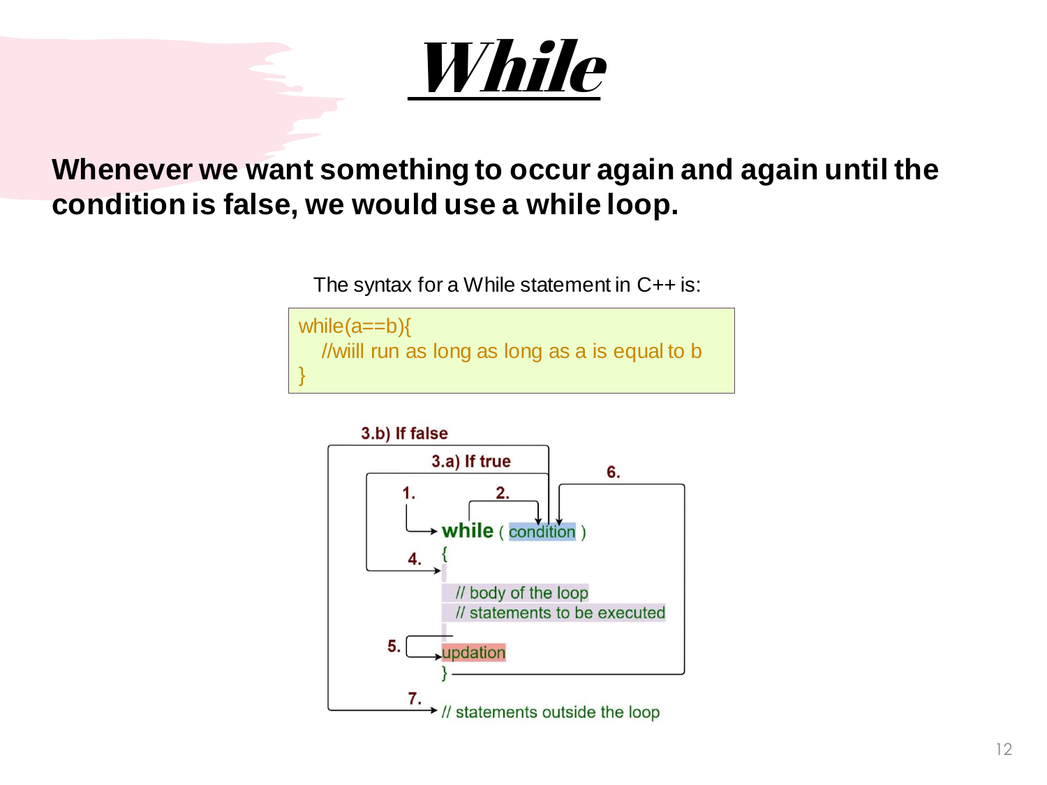# *While*

**Whenever we want something to occur again and again until the condition is false, we would use a while loop.**

The syntax for a While statement in C++ is:

```
while(a==b){
   //wiill run as long as long as a is equal to b
}
```

3.b) If false

3.a) If true

6.

1.

2.

while ( condition )

4. {

// body of the loop

// statements to be executed

5. updation

}

7. // statements outside the loop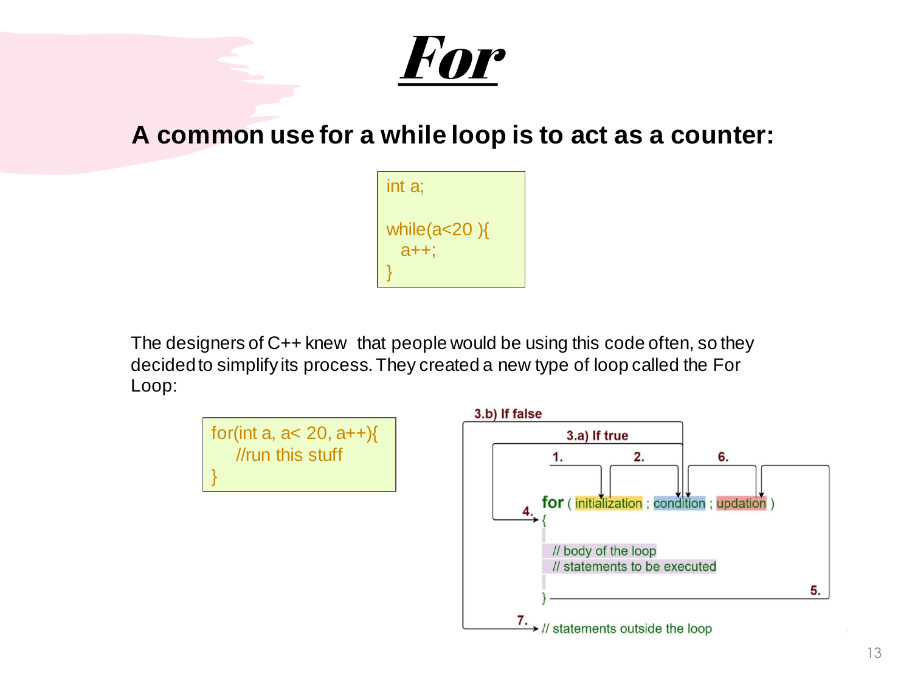# *For*

**A common use for a while loop is to act as a counter:**

```
int a;

while(a<20 ){
  a++;
}
```

The designers of C++ knew  that people would be using this code often, so they decided to simplify its process. They created a new type of loop called the For Loop:

```
for(int a, a< 20, a++){
    //run this stuff
}
```

3.b) If false

3.a) If true

1.

2.

6.

4.

for ( initialization ; condition ; updation )

{

// body of the loop

// statements to be executed

}

5.

7.

// statements outside the loop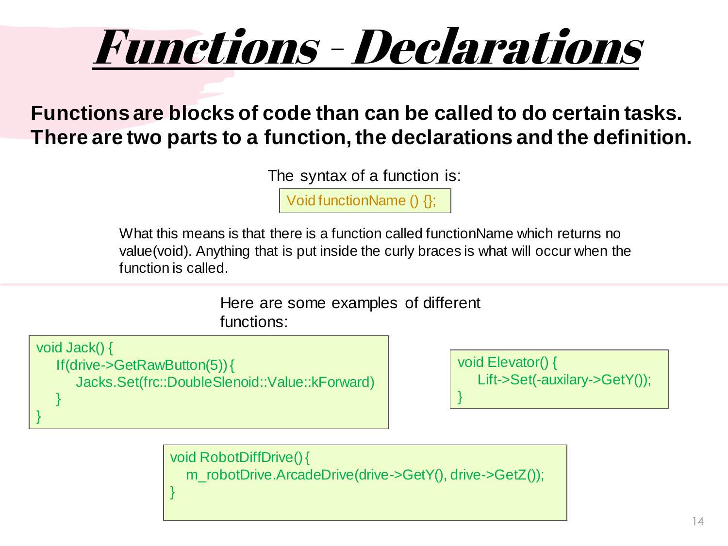# Functions - Declarations

**Functions are blocks of code than can be called to do certain tasks. There are two parts to a function, the declarations and the definition.**

The syntax of a function is:

```
Void functionName () {};
```

What this means is that there is a function called functionName which returns no value(void). Anything that is put inside the curly braces is what will occur when the function is called.

Here are some examples of different functions:

```
void Jack() {
    If(drive->GetRawButton(5)) {
        Jacks.Set(frc::DoubleSlenoid::Value::kForward)
    }
}
```

```
void Elevator() {
    Lift->Set(-auxilary->GetY());
}
```

```
void RobotDiffDrive() {
    m_robotDrive.ArcadeDrive(drive->GetY(), drive->GetZ());
}
```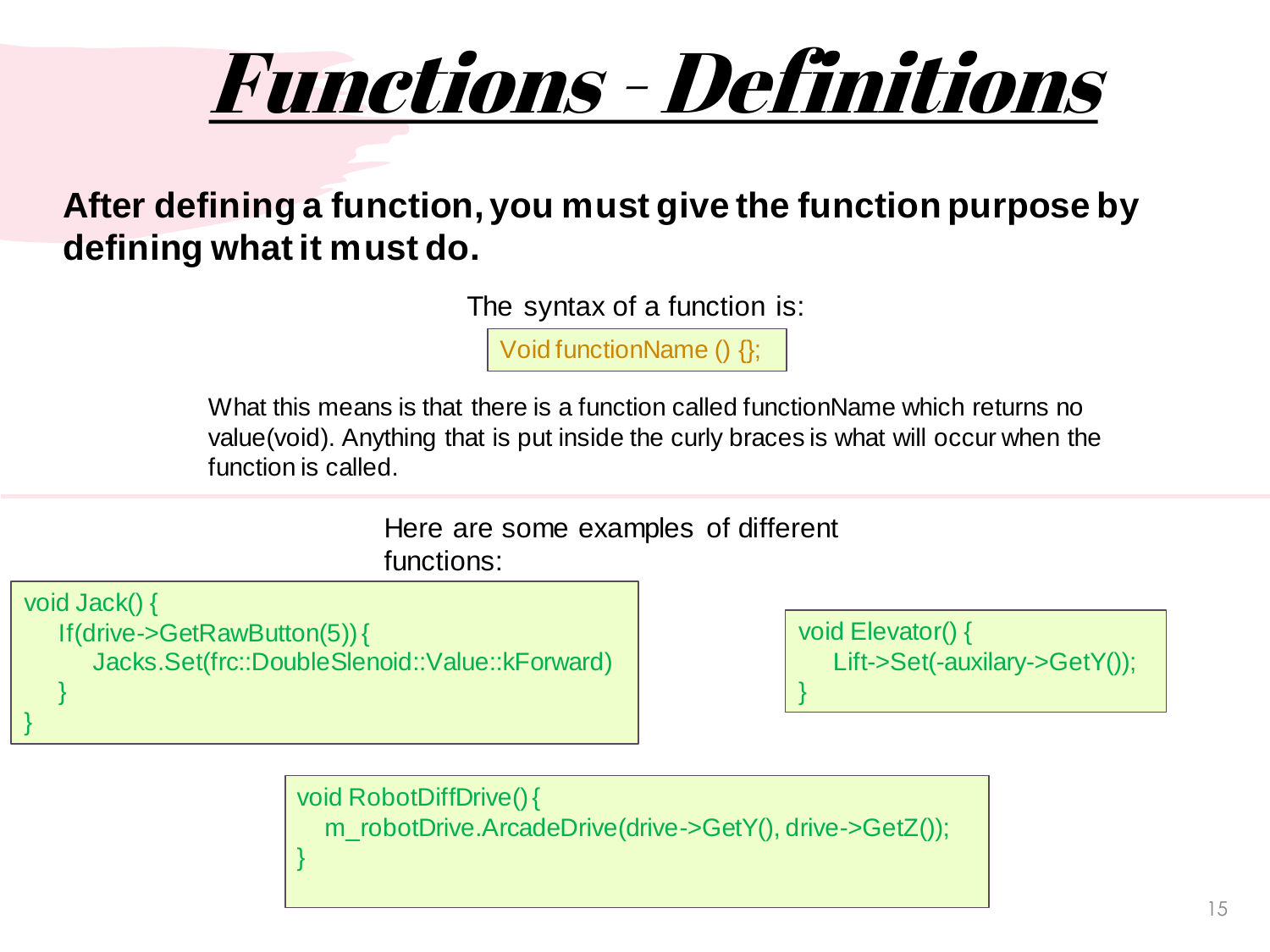# Functions - Definitions

**After defining a function, you must give the function purpose by defining what it must do.**

The syntax of a function is:

```
Void functionName () {};
```

What this means is that there is a function called functionName which returns no value(void). Anything that is put inside the curly braces is what will occur when the function is called.

Here are some examples of different functions:

```
void Jack() {
    If(drive->GetRawButton(5)) {
        Jacks.Set(frc::DoubleSlenoid::Value::kForward)
    }
}
```

```
void Elevator() {
    Lift->Set(-auxilary->GetY());
}
```

```
void RobotDiffDrive() {
    m_robotDrive.ArcadeDrive(drive->GetY(), drive->GetZ());
}
```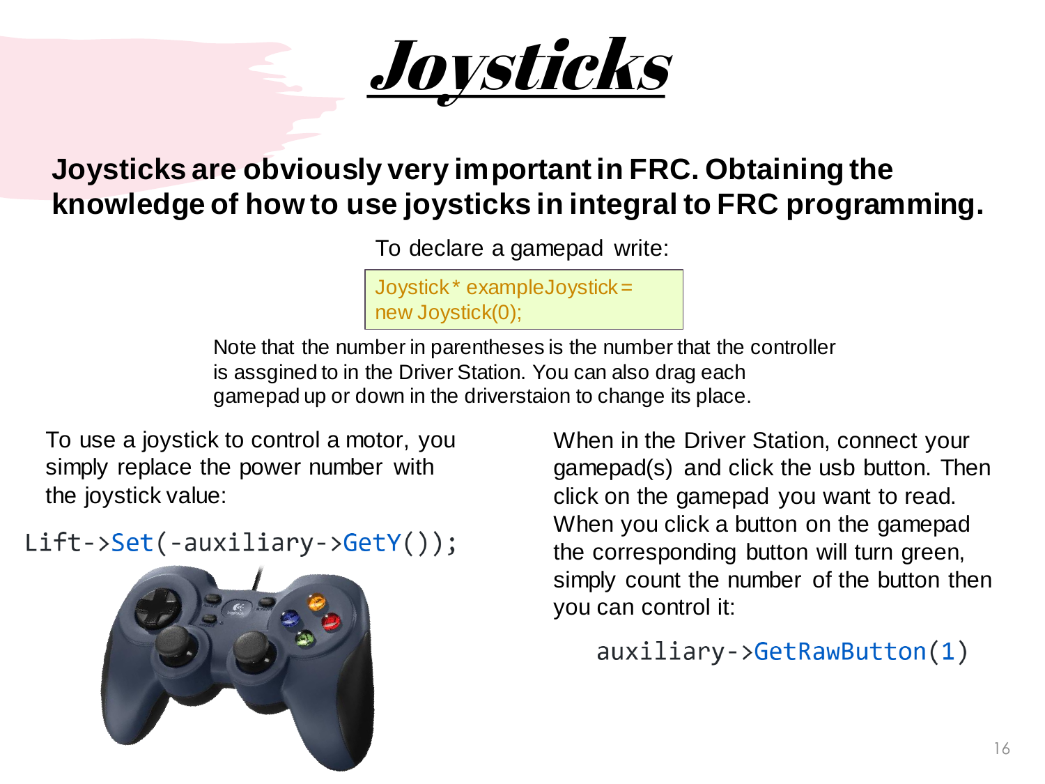# *Joysticks*

**Joysticks are obviously very important in FRC. Obtaining the knowledge of how to use joysticks in integral to FRC programming.**

To declare a gamepad write:

```
Joystick* exampleJoystick =
new Joystick(0);
```

Note that the number in parentheses is the number that the controller is assgined to in the Driver Station. You can also drag each gamepad up or down in the driverstaion to change its place.

To use a joystick to control a motor, you simply replace the power number with the joystick value:

```
Lift->Set(-auxiliary->GetY());
```

When in the Driver Station, connect your gamepad(s) and click the usb button. Then click on the gamepad you want to read. When you click a button on the gamepad the corresponding button will turn green, simply count the number of the button then you can control it:

```
auxiliary->GetRawButton(1)
```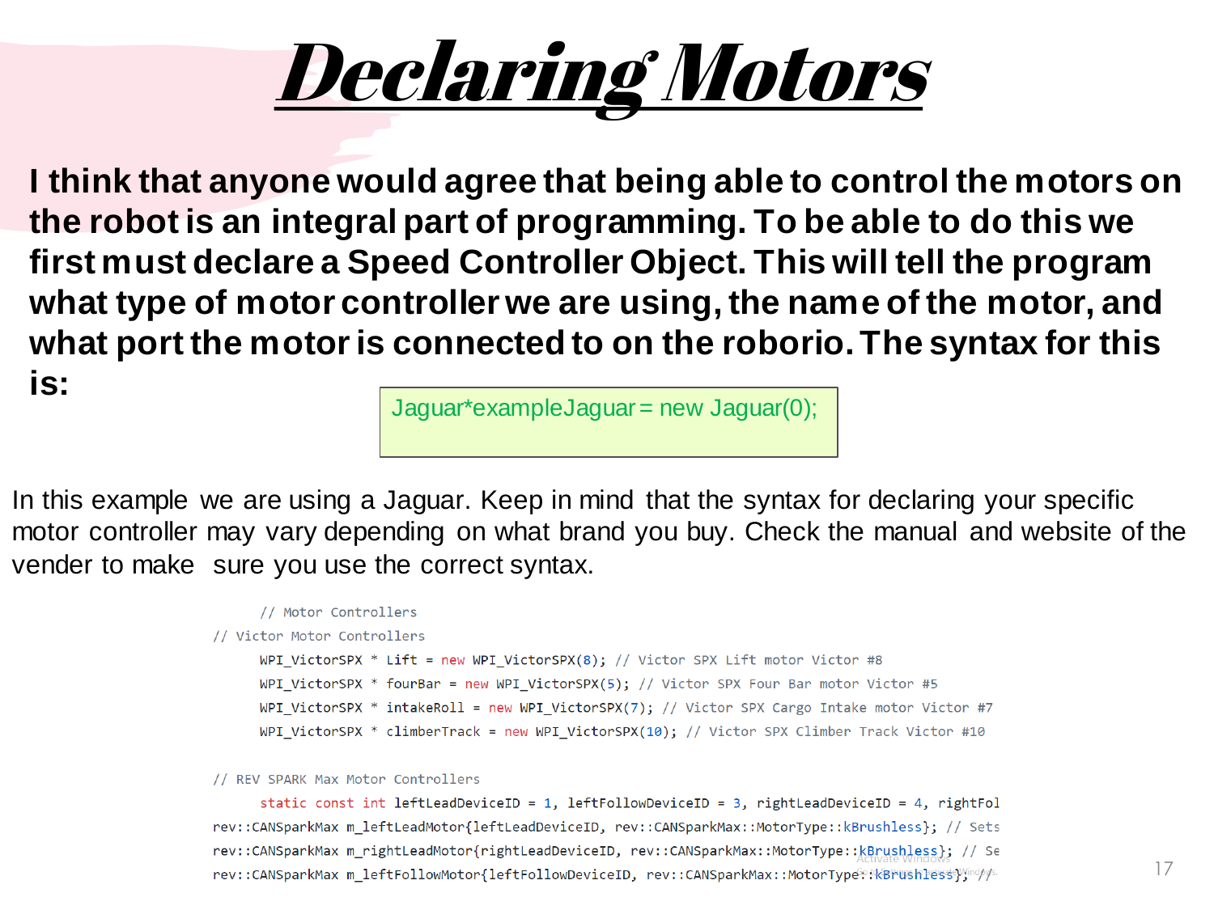# *Declaring Motors*

**I think that anyone would agree that being able to control the motors on the robot is an integral part of programming. To be able to do this we first must declare a Speed Controller Object. This will tell the program what type of motor controller we are using, the name of the motor, and what port the motor is connected to on the roborio. The syntax for this is:**

```
Jaguar*exampleJaguar = new Jaguar(0);
```

In this example we are using a Jaguar. Keep in mind that the syntax for declaring your specific motor controller may vary depending on what brand you buy. Check the manual and website of the vender to make sure you use the correct syntax.

```
    // Motor Controllers
// Victor Motor Controllers
    WPI_VictorSPX * Lift = new WPI_VictorSPX(8); // Victor SPX Lift motor Victor #8
    WPI_VictorSPX * fourBar = new WPI_VictorSPX(5); // Victor SPX Four Bar motor Victor #5
    WPI_VictorSPX * intakeRoll = new WPI_VictorSPX(7); // Victor SPX Cargo Intake motor Victor #7
    WPI_VictorSPX * climberTrack = new WPI_VictorSPX(10); // Victor SPX Climber Track Victor #10

// REV SPARK Max Motor Controllers
    static const int leftLeadDeviceID = 1, leftFollowDeviceID = 3, rightLeadDeviceID = 4, rightFol
rev::CANSparkMax m_leftLeadMotor{leftLeadDeviceID, rev::CANSparkMax::MotorType::kBrushless}; // Sets
rev::CANSparkMax m_rightLeadMotor{rightLeadDeviceID, rev::CANSparkMax::MotorType::kBrushless}; // Se
rev::CANSparkMax m_leftFollowMotor{leftFollowDeviceID, rev::CANSparkMax::MotorType::kBrushless}; //
```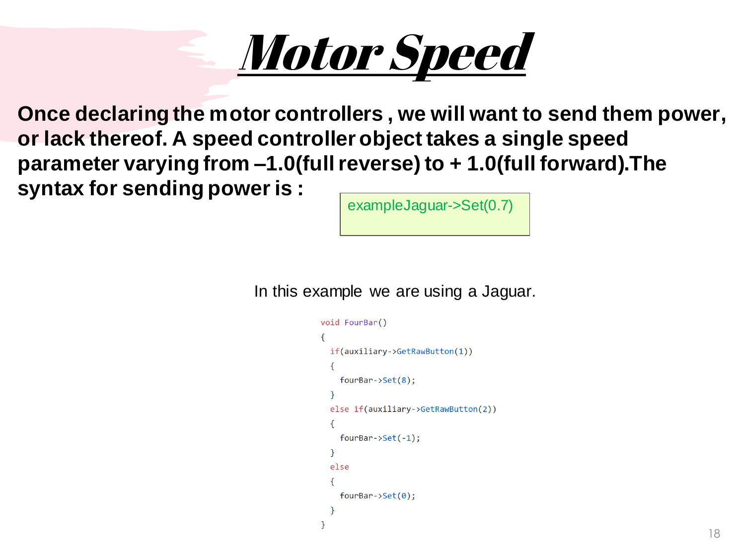# *Motor Speed*

**Once declaring the motor controllers , we will want to send them power, or lack thereof. A speed controller object takes a single speed parameter varying from –1.0(full reverse) to + 1.0(full forward).The syntax for sending power is :**

```
exampleJaguar->Set(0.7)
```

In this example we are using a Jaguar.

```
void FourBar()
{
  if(auxiliary->GetRawButton(1))
  {
    fourBar->Set(8);
  }
  else if(auxiliary->GetRawButton(2))
  {
    fourBar->Set(-1);
  }
  else
  {
    fourBar->Set(0);
  }
}
```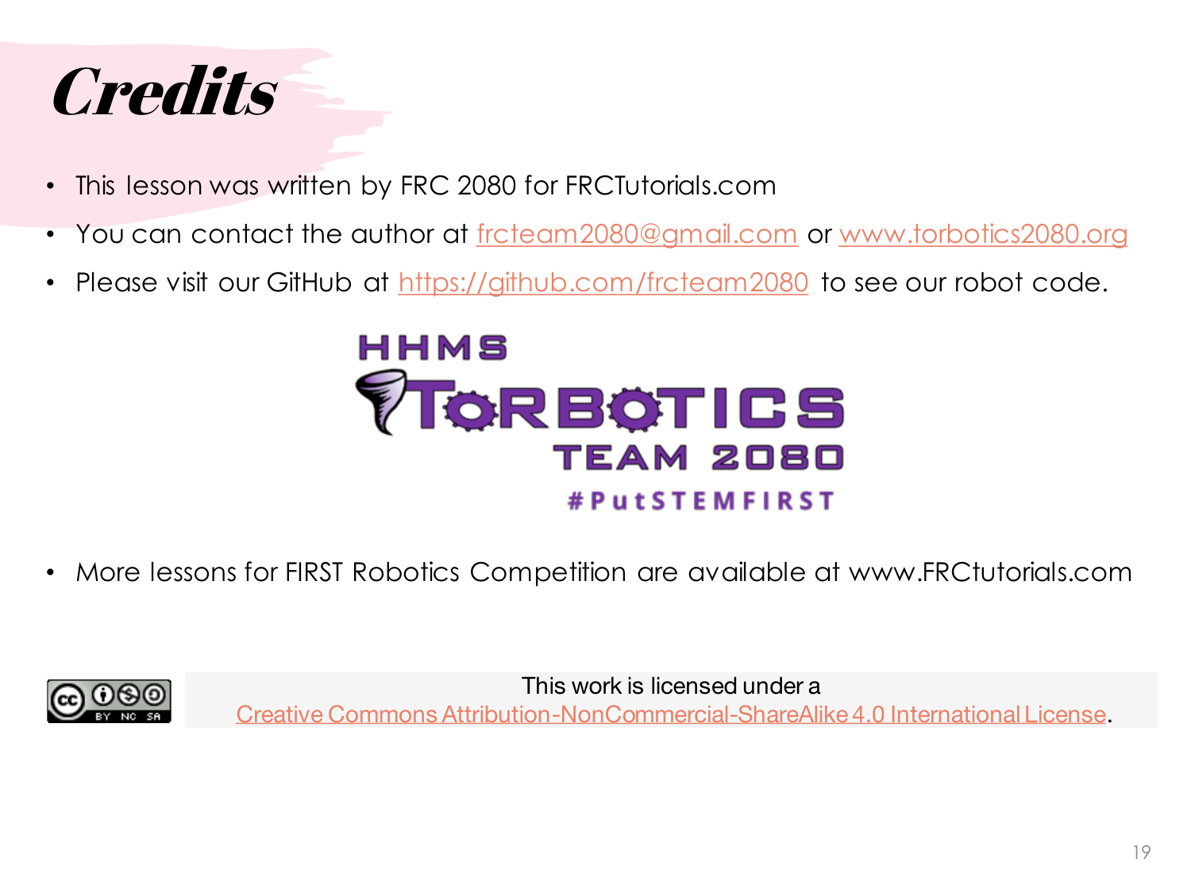# Credits

- This lesson was written by FRC 2080 for FRCTutorials.com
- You can contact the author at frcteam2080@gmail.com or www.torbotics2080.org
- Please visit our GitHub at https://github.com/frcteam2080 to see our robot code.

HHMS TORBOTICS TEAM 2080

#PutSTEMFIRST

- More lessons for FIRST Robotics Competition are available at www.FRCtutorials.com

This work is licensed under a Creative Commons Attribution-NonCommercial-ShareAlike 4.0 International License.